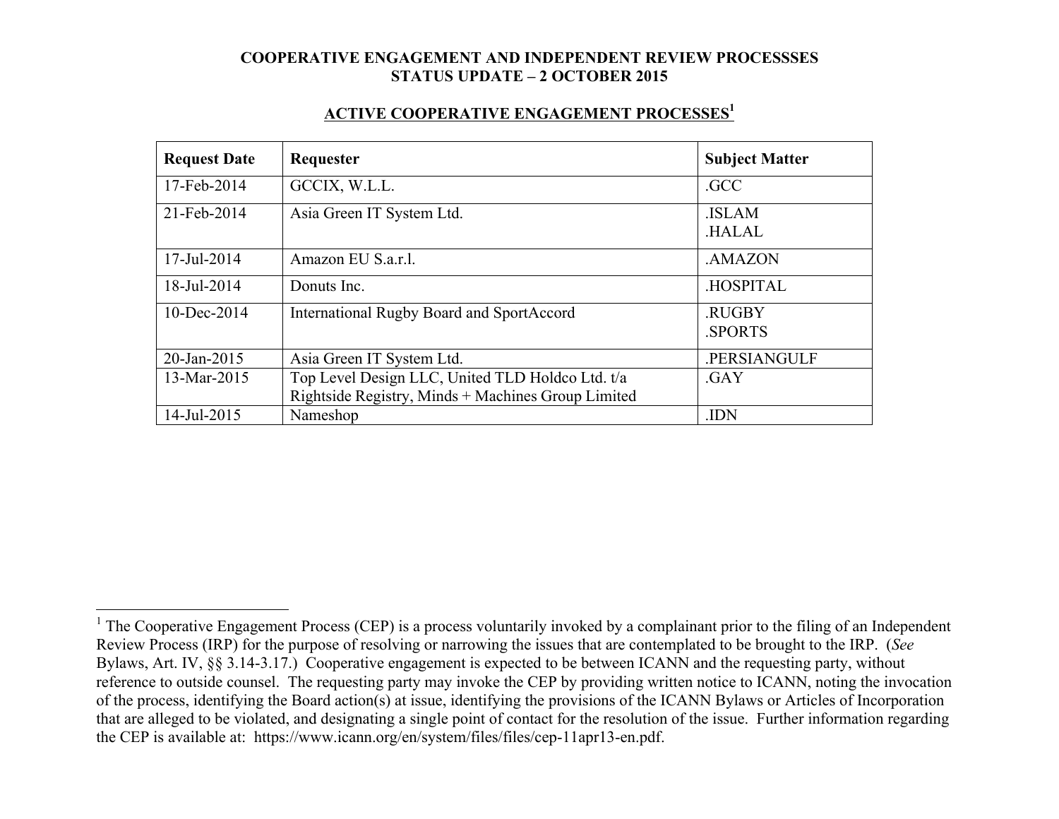**COOPERATIVE ENGAGEMENT AND INDEPENDENT REVIEW PROCESSSES**
**STATUS UPDATE – 2 OCTOBER 2015**

## ACTIVE COOPERATIVE ENGAGEMENT PROCESSES[1]

| Request Date | Requester | Subject Matter |
|---|---|---|
| 17-Feb-2014 | GCCIX, W.L.L. | .GCC |
| 21-Feb-2014 | Asia Green IT System Ltd. | .ISLAM<br>.HALAL |
| 17-Jul-2014 | Amazon EU S.a.r.l. | .AMAZON |
| 18-Jul-2014 | Donuts Inc. | .HOSPITAL |
| 10-Dec-2014 | International Rugby Board and SportAccord | .RUGBY<br>.SPORTS |
| 20-Jan-2015 | Asia Green IT System Ltd. | .PERSIANGULF |
| 13-Mar-2015 | Top Level Design LLC, United TLD Holdco Ltd. t/a Rightside Registry, Minds + Machines Group Limited | .GAY |
| 14-Jul-2015 | Nameshop | .IDN |

[1] The Cooperative Engagement Process (CEP) is a process voluntarily invoked by a complainant prior to the filing of an Independent Review Process (IRP) for the purpose of resolving or narrowing the issues that are contemplated to be brought to the IRP. (*See* Bylaws, Art. IV, §§ 3.14-3.17.) Cooperative engagement is expected to be between ICANN and the requesting party, without reference to outside counsel. The requesting party may invoke the CEP by providing written notice to ICANN, noting the invocation of the process, identifying the Board action(s) at issue, identifying the provisions of the ICANN Bylaws or Articles of Incorporation that are alleged to be violated, and designating a single point of contact for the resolution of the issue. Further information regarding the CEP is available at: https://www.icann.org/en/system/files/files/cep-11apr13-en.pdf.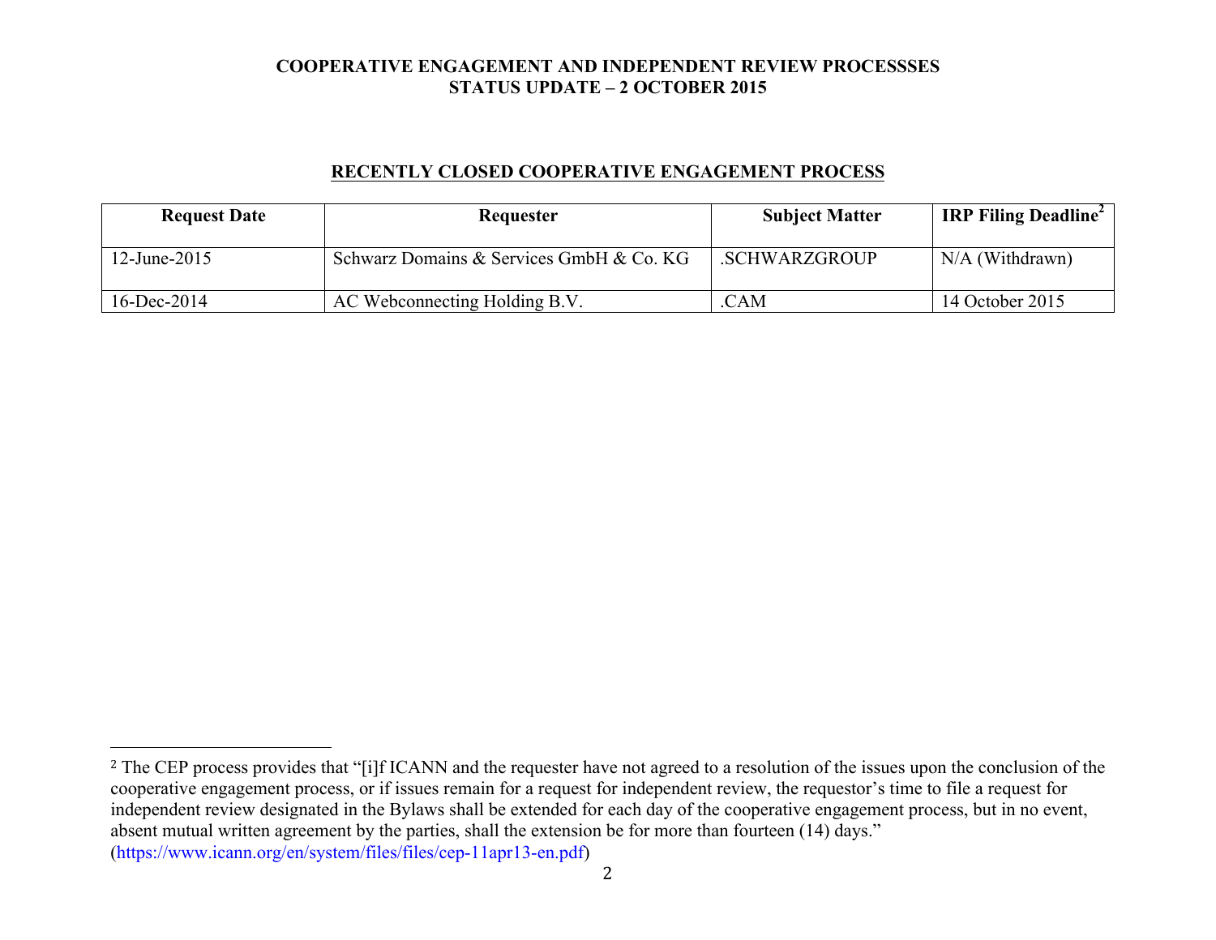# COOPERATIVE ENGAGEMENT AND INDEPENDENT REVIEW PROCESSSES
## STATUS UPDATE – 2 OCTOBER 2015

### RECENTLY CLOSED COOPERATIVE ENGAGEMENT PROCESS

| Request Date | Requester | Subject Matter | IRP Filing Deadline[2] |
|---|---|---|---|
| 12-June-2015 | Schwarz Domains & Services GmbH & Co. KG | .SCHWARZGROUP | N/A (Withdrawn) |
| 16-Dec-2014 | AC Webconnecting Holding B.V. | .CAM | 14 October 2015 |

---

[2] The CEP process provides that "[i]f ICANN and the requester have not agreed to a resolution of the issues upon the conclusion of the cooperative engagement process, or if issues remain for a request for independent review, the requestor's time to file a request for independent review designated in the Bylaws shall be extended for each day of the cooperative engagement process, but in no event, absent mutual written agreement by the parties, shall the extension be for more than fourteen (14) days." (https://www.icann.org/en/system/files/files/cep-11apr13-en.pdf)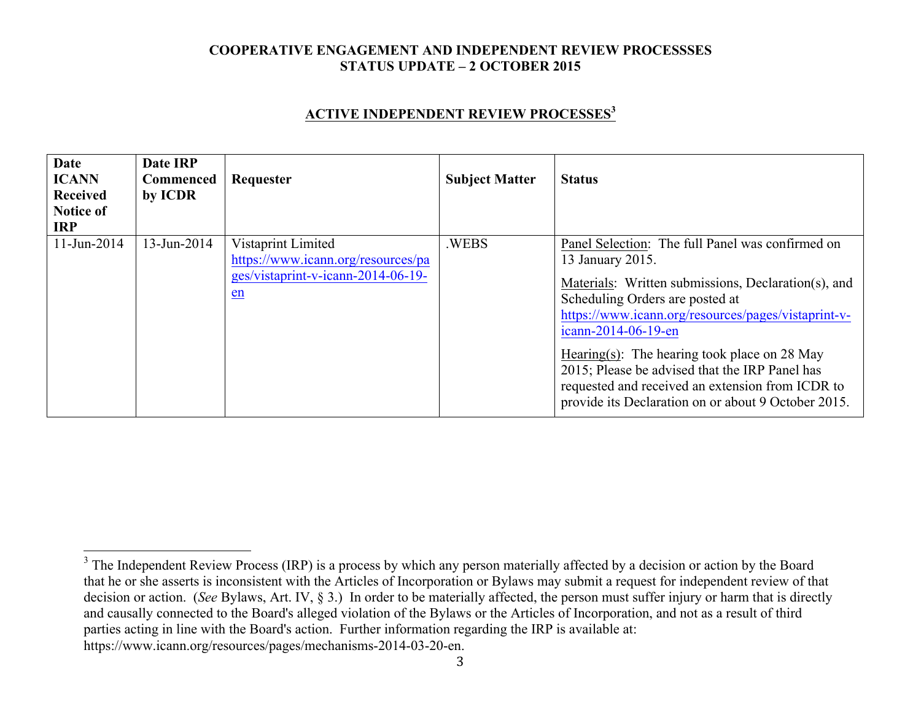**COOPERATIVE ENGAGEMENT AND INDEPENDENT REVIEW PROCESSSES**
**STATUS UPDATE – 2 OCTOBER 2015**

## ACTIVE INDEPENDENT REVIEW PROCESSES[3]

| Date ICANN Received Notice of IRP | Date IRP Commenced by ICDR | Requester | Subject Matter | Status |
|---|---|---|---|---|
| 11-Jun-2014 | 13-Jun-2014 | Vistaprint Limited https://www.icann.org/resources/pages/vistaprint-v-icann-2014-06-19-en | .WEBS | Panel Selection: The full Panel was confirmed on 13 January 2015. Materials: Written submissions, Declaration(s), and Scheduling Orders are posted at https://www.icann.org/resources/pages/vistaprint-v-icann-2014-06-19-en Hearing(s): The hearing took place on 28 May 2015; Please be advised that the IRP Panel has requested and received an extension from ICDR to provide its Declaration on or about 9 October 2015. |

[3] The Independent Review Process (IRP) is a process by which any person materially affected by a decision or action by the Board that he or she asserts is inconsistent with the Articles of Incorporation or Bylaws may submit a request for independent review of that decision or action. (*See* Bylaws, Art. IV, § 3.) In order to be materially affected, the person must suffer injury or harm that is directly and causally connected to the Board's alleged violation of the Bylaws or the Articles of Incorporation, and not as a result of third parties acting in line with the Board's action. Further information regarding the IRP is available at: https://www.icann.org/resources/pages/mechanisms-2014-03-20-en.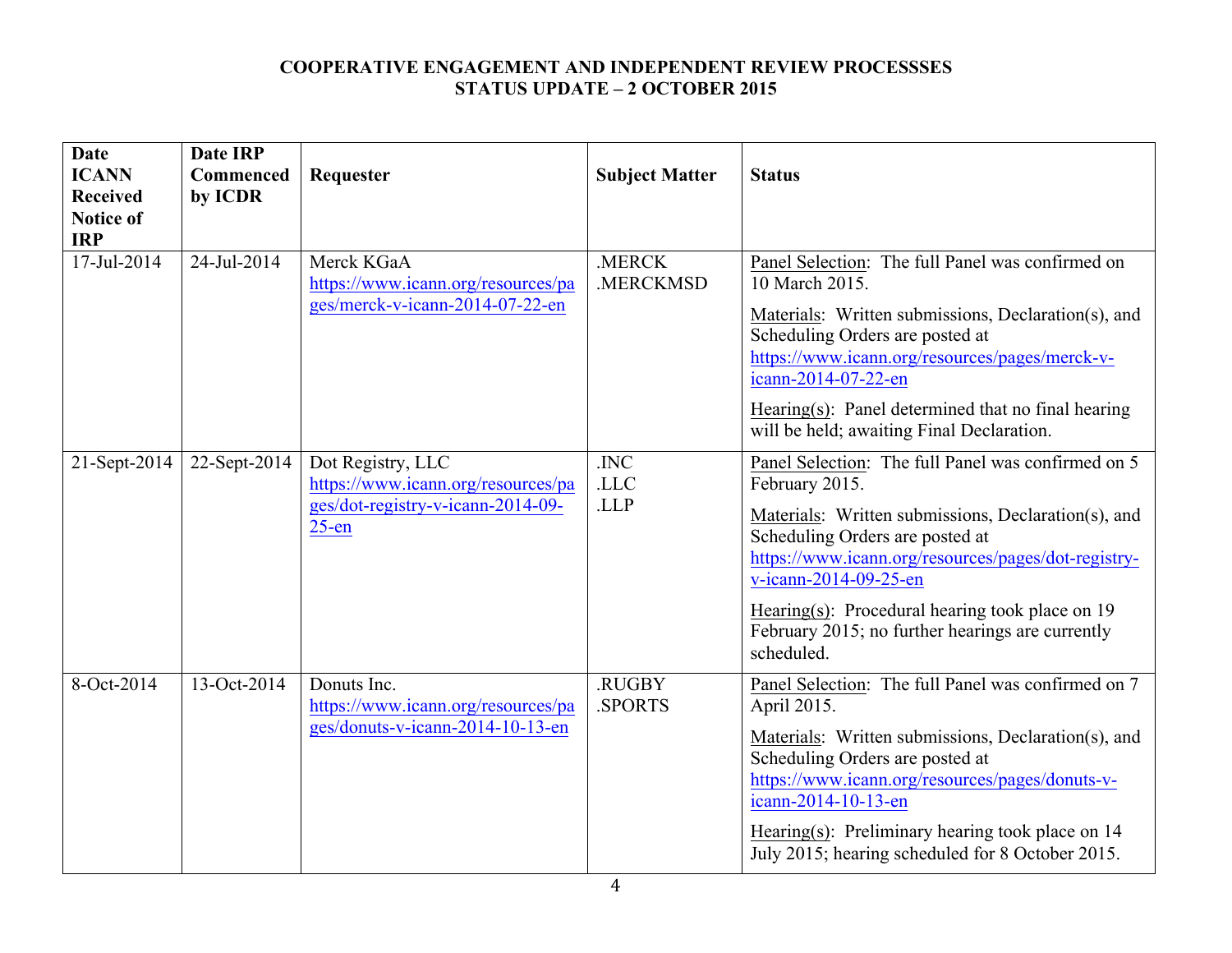**COOPERATIVE ENGAGEMENT AND INDEPENDENT REVIEW PROCESSSES**
**STATUS UPDATE – 2 OCTOBER 2015**

| Date ICANN Received Notice of IRP | Date IRP Commenced by ICDR | Requester | Subject Matter | Status |
|---|---|---|---|---|
| 17-Jul-2014 | 24-Jul-2014 | Merck KGaA https://www.icann.org/resources/pages/merck-v-icann-2014-07-22-en | .MERCK .MERCKMSD | Panel Selection: The full Panel was confirmed on 10 March 2015. Materials: Written submissions, Declaration(s), and Scheduling Orders are posted at https://www.icann.org/resources/pages/merck-v-icann-2014-07-22-en Hearing(s): Panel determined that no final hearing will be held; awaiting Final Declaration. |
| 21-Sept-2014 | 22-Sept-2014 | Dot Registry, LLC https://www.icann.org/resources/pages/dot-registry-v-icann-2014-09-25-en | .INC .LLC .LLP | Panel Selection: The full Panel was confirmed on 5 February 2015. Materials: Written submissions, Declaration(s), and Scheduling Orders are posted at https://www.icann.org/resources/pages/dot-registry-v-icann-2014-09-25-en Hearing(s): Procedural hearing took place on 19 February 2015; no further hearings are currently scheduled. |
| 8-Oct-2014 | 13-Oct-2014 | Donuts Inc. https://www.icann.org/resources/pages/donuts-v-icann-2014-10-13-en | .RUGBY .SPORTS | Panel Selection: The full Panel was confirmed on 7 April 2015. Materials: Written submissions, Declaration(s), and Scheduling Orders are posted at https://www.icann.org/resources/pages/donuts-v-icann-2014-10-13-en Hearing(s): Preliminary hearing took place on 14 July 2015; hearing scheduled for 8 October 2015. |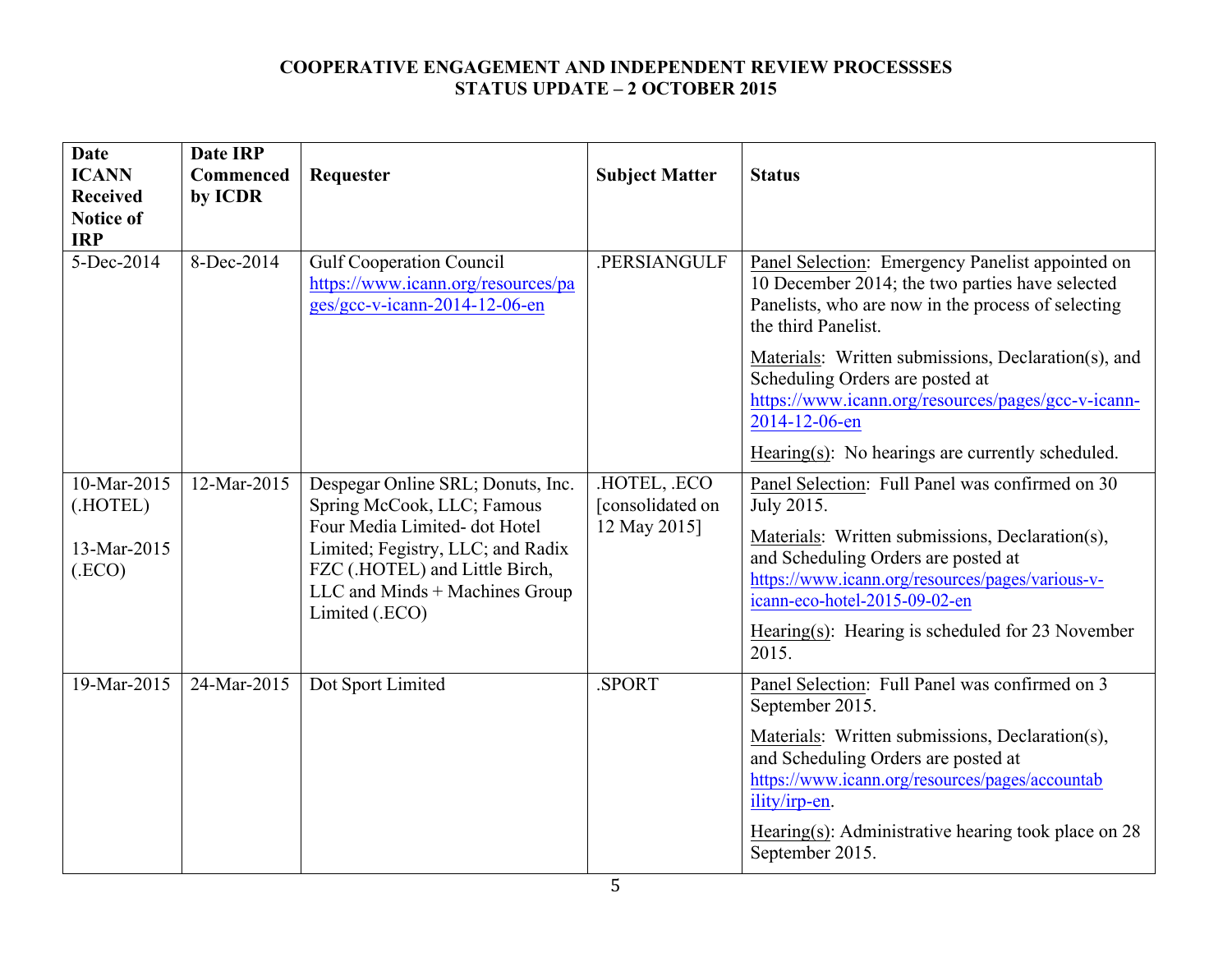**COOPERATIVE ENGAGEMENT AND INDEPENDENT REVIEW PROCESSSES**
**STATUS UPDATE – 2 OCTOBER 2015**

| Date ICANN Received Notice of IRP | Date IRP Commenced by ICDR | Requester | Subject Matter | Status |
|---|---|---|---|---|
| 5-Dec-2014 | 8-Dec-2014 | Gulf Cooperation Council https://www.icann.org/resources/pages/gcc-v-icann-2014-12-06-en | .PERSIANGULF | Panel Selection: Emergency Panelist appointed on 10 December 2014; the two parties have selected Panelists, who are now in the process of selecting the third Panelist. <br><br> Materials: Written submissions, Declaration(s), and Scheduling Orders are posted at https://www.icann.org/resources/pages/gcc-v-icann-2014-12-06-en <br><br> Hearing(s): No hearings are currently scheduled. |
| 10-Mar-2015 (.HOTEL) <br><br> 13-Mar-2015 (.ECO) | 12-Mar-2015 | Despegar Online SRL; Donuts, Inc. Spring McCook, LLC; Famous Four Media Limited- dot Hotel Limited; Fegistry, LLC; and Radix FZC (.HOTEL) and Little Birch, LLC and Minds + Machines Group Limited (.ECO) | .HOTEL, .ECO [consolidated on 12 May 2015] | Panel Selection: Full Panel was confirmed on 30 July 2015. <br><br> Materials: Written submissions, Declaration(s), and Scheduling Orders are posted at https://www.icann.org/resources/pages/various-v-icann-eco-hotel-2015-09-02-en <br><br> Hearing(s): Hearing is scheduled for 23 November 2015. |
| 19-Mar-2015 | 24-Mar-2015 | Dot Sport Limited | .SPORT | Panel Selection: Full Panel was confirmed on 3 September 2015. <br><br> Materials: Written submissions, Declaration(s), and Scheduling Orders are posted at https://www.icann.org/resources/pages/accountability/irp-en. <br><br> Hearing(s): Administrative hearing took place on 28 September 2015. |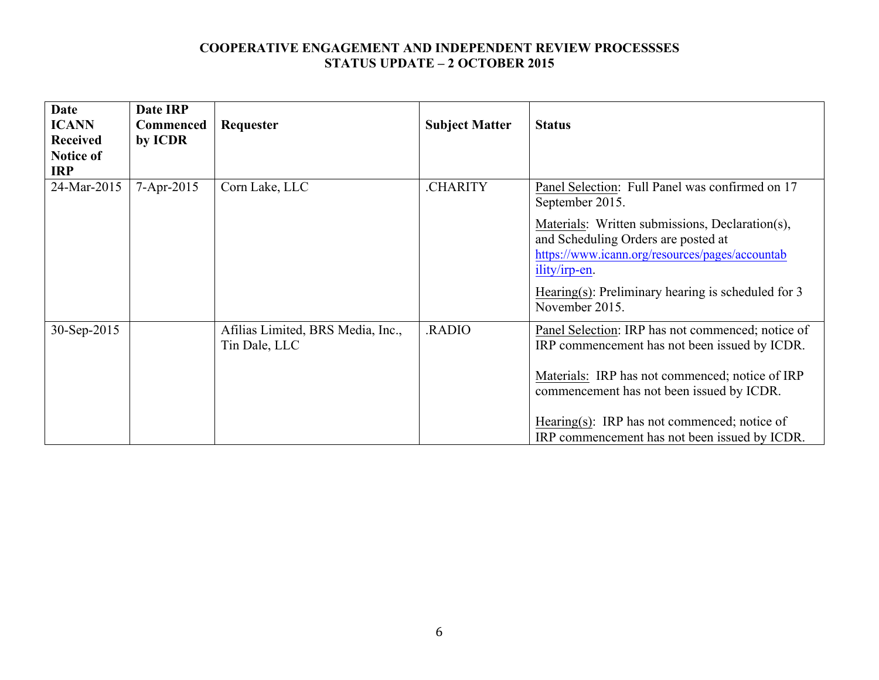**COOPERATIVE ENGAGEMENT AND INDEPENDENT REVIEW PROCESSSES**
**STATUS UPDATE – 2 OCTOBER 2015**

| Date ICANN Received Notice of IRP | Date IRP Commenced by ICDR | Requester | Subject Matter | Status |
|---|---|---|---|---|
| 24-Mar-2015 | 7-Apr-2015 | Corn Lake, LLC | .CHARITY | Panel Selection: Full Panel was confirmed on 17 September 2015.<br><br>Materials: Written submissions, Declaration(s), and Scheduling Orders are posted at https://www.icann.org/resources/pages/accountability/irp-en.<br><br>Hearing(s): Preliminary hearing is scheduled for 3 November 2015. |
| 30-Sep-2015 | | Afilias Limited, BRS Media, Inc., Tin Dale, LLC | .RADIO | Panel Selection: IRP has not commenced; notice of IRP commencement has not been issued by ICDR.<br><br>Materials: IRP has not commenced; notice of IRP commencement has not been issued by ICDR.<br><br>Hearing(s): IRP has not commenced; notice of IRP commencement has not been issued by ICDR. |